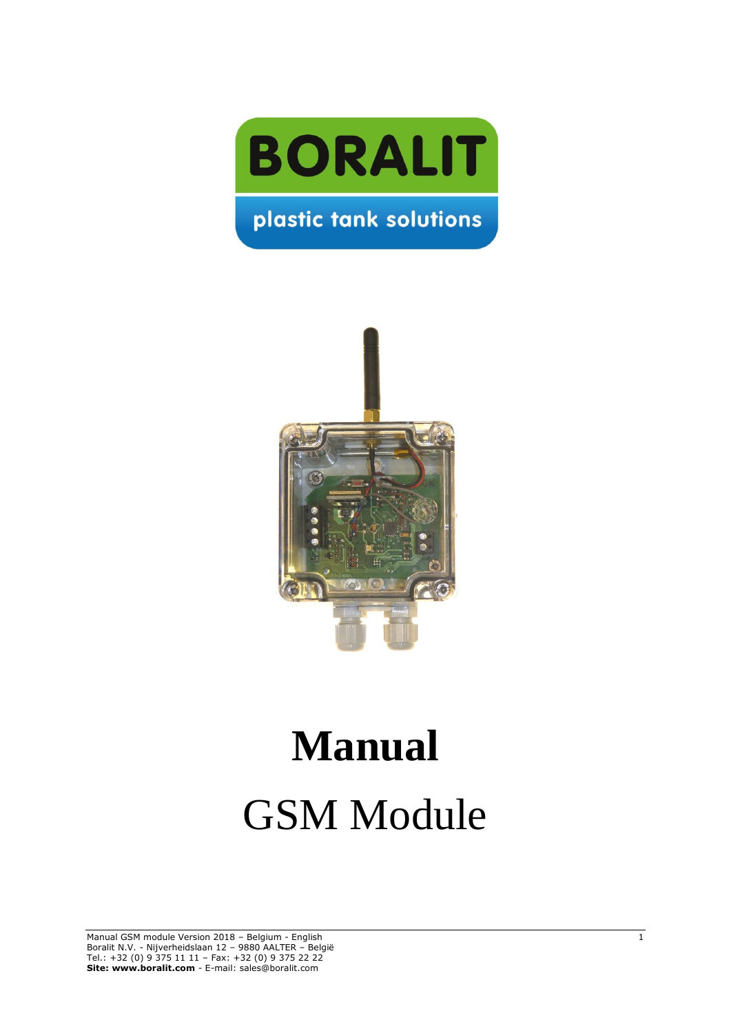BORALIT

plastic tank solutions

# Manual

## GSM Module

Manual GSM module Version 2018 – Belgium - English
Boralit N.V. - Nijverheidslaan 12 – 9880 AALTER – België
Tel.: +32 (0) 9 375 11 11 – Fax: +32 (0) 9 375 22 22
**Site: www.boralit.com** - E-mail: sales@boralit.com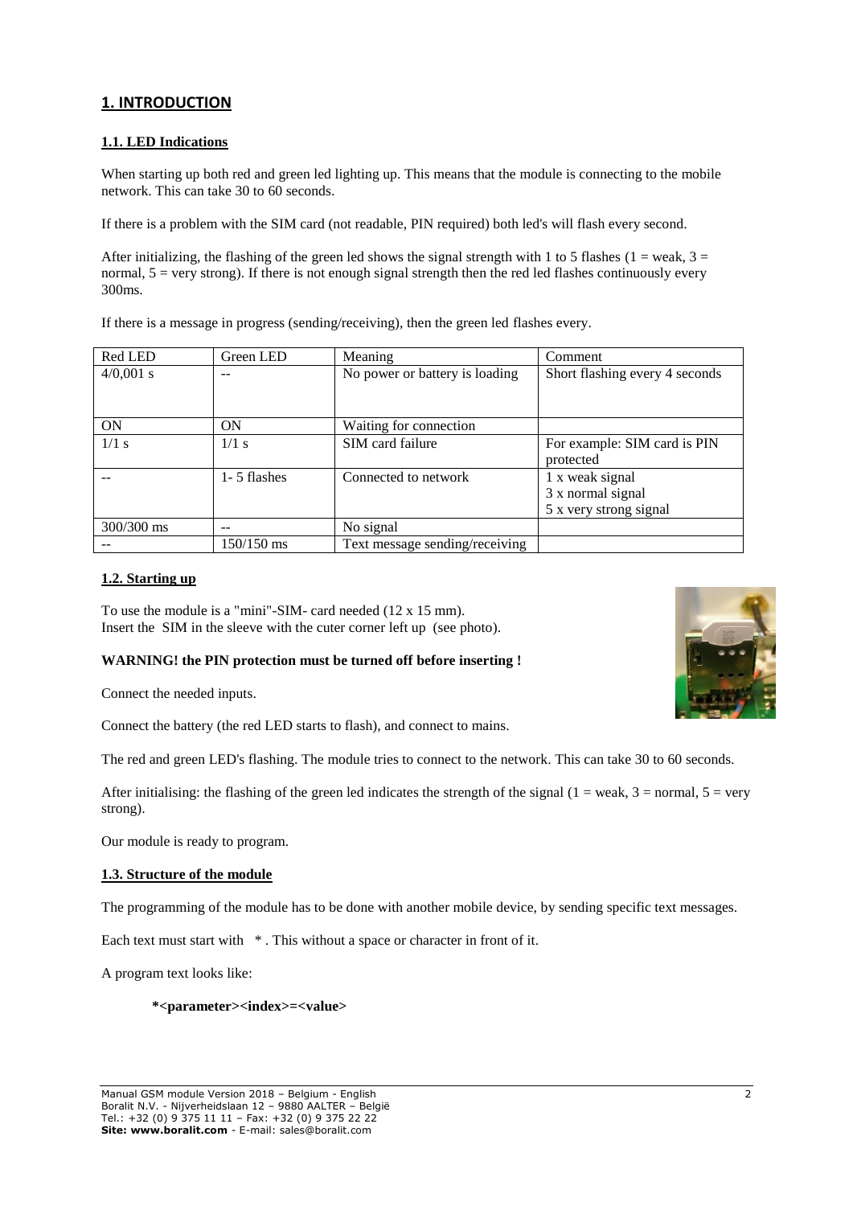## 1. INTRODUCTION

### 1.1. LED Indications

When starting up both red and green led lighting up. This means that the module is connecting to the mobile network. This can take 30 to 60 seconds.

If there is a problem with the SIM card (not readable, PIN required) both led's will flash every second.

After initializing, the flashing of the green led shows the signal strength with 1 to 5 flashes (1 = weak, 3 = normal, 5 = very strong). If there is not enough signal strength then the red led flashes continuously every 300ms.

If there is a message in progress (sending/receiving), then the green led flashes every.

| Red LED | Green LED | Meaning | Comment |
|---|---|---|---|
| 4/0,001 s | -- | No power or battery is loading | Short flashing every 4 seconds |
| ON | ON | Waiting for connection | |
| 1/1 s | 1/1 s | SIM card failure | For example: SIM card is PIN protected |
| -- | 1- 5 flashes | Connected to network | 1 x weak signal<br>3 x normal signal<br>5 x very strong signal |
| 300/300 ms | -- | No signal | |
| -- | 150/150 ms | Text message sending/receiving | |

### 1.2. Starting up

To use the module is a "mini"-SIM- card needed (12 x 15 mm).
Insert the SIM in the sleeve with the cuter corner left up (see photo).

**WARNING! the PIN protection must be turned off before inserting !**

Connect the needed inputs.

Connect the battery (the red LED starts to flash), and connect to mains.

The red and green LED's flashing. The module tries to connect to the network. This can take 30 to 60 seconds.

After initialising: the flashing of the green led indicates the strength of the signal (1 = weak, 3 = normal, 5 = very strong).

Our module is ready to program.

### 1.3. Structure of the module

The programming of the module has to be done with another mobile device, by sending specific text messages.

Each text must start with * . This without a space or character in front of it.

A program text looks like:

**\*<parameter><index>=<value>**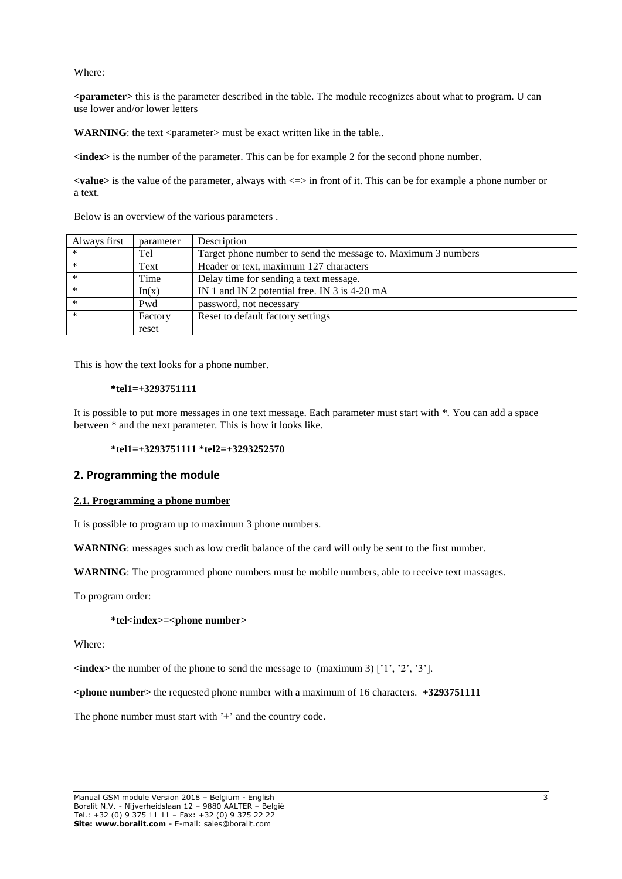Where:

**<parameter>** this is the parameter described in the table. The module recognizes about what to program. U can use lower and/or lower letters

**WARNING**: the text <parameter> must be exact written like in the table..

**<index>** is the number of the parameter. This can be for example 2 for the second phone number.

**<value>** is the value of the parameter, always with <=> in front of it. This can be for example a phone number or a text.

Below is an overview of the various parameters .

| Always first | parameter | Description |
|---|---|---|
| * | Tel | Target phone number to send the message to. Maximum 3 numbers |
| * | Text | Header or text, maximum 127 characters |
| * | Time | Delay time for sending a text message. |
| * | In(x) | IN 1 and IN 2 potential free. IN 3 is 4-20 mA |
| * | Pwd | password, not necessary |
| * | Factory reset | Reset to default factory settings |

This is how the text looks for a phone number.

**\*tel1=+3293751111**

It is possible to put more messages in one text message. Each parameter must start with *. You can add a space between * and the next parameter. This is how it looks like.

**\*tel1=+3293751111 \*tel2=+3293252570**

## 2. Programming the module

### 2.1. Programming a phone number

It is possible to program up to maximum 3 phone numbers.

**WARNING**: messages such as low credit balance of the card will only be sent to the first number.

**WARNING**: The programmed phone numbers must be mobile numbers, able to receive text massages.

To program order:

**\*tel<index>=<phone number>**

Where:

**<index>** the number of the phone to send the message to (maximum 3) ['1', '2', '3'].

**<phone number>** the requested phone number with a maximum of 16 characters. **+3293751111**

The phone number must start with '+' and the country code.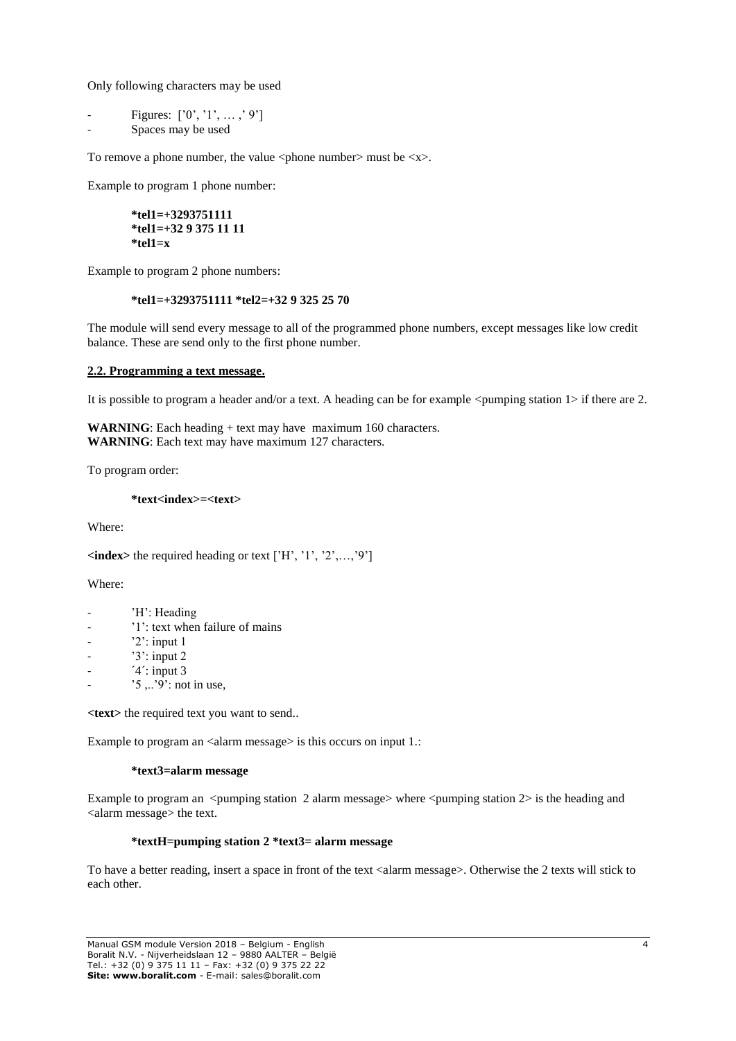Only following characters may be used

- Figures: [’0’, ’1’, … ,’ 9’]
- Spaces may be used

To remove a phone number, the value <phone number> must be <x>.

Example to program 1 phone number:

**\*tel1=+3293751111**
**\*tel1=+32 9 375 11 11**
**\*tel1=x**

Example to program 2 phone numbers:

**\*tel1=+3293751111 \*tel2=+32 9 325 25 70**

The module will send every message to all of the programmed phone numbers, except messages like low credit balance. These are send only to the first phone number.

**2.2. Programming a text message.**

It is possible to program a header and/or a text. A heading can be for example <pumping station 1> if there are 2.

**WARNING**: Each heading + text may have maximum 160 characters.
**WARNING**: Each text may have maximum 127 characters.

To program order:

**\*text<index>=<text>**

Where:

**<index>** the required heading or text [’H’, ’1’, ’2’,…,’9’]

Where:

- ’H’: Heading
- ’1’: text when failure of mains
- ’2’: input 1
- ’3’: input 2
- ´4´: input 3
- ’5 ,..’9’: not in use,

**<text>** the required text you want to send..

Example to program an <alarm message> is this occurs on input 1.:

**\*text3=alarm message**

Example to program an <pumping station 2 alarm message> where <pumping station 2> is the heading and <alarm message> the text.

**\*textH=pumping station 2 \*text3= alarm message**

To have a better reading, insert a space in front of the text <alarm message>. Otherwise the 2 texts will stick to each other.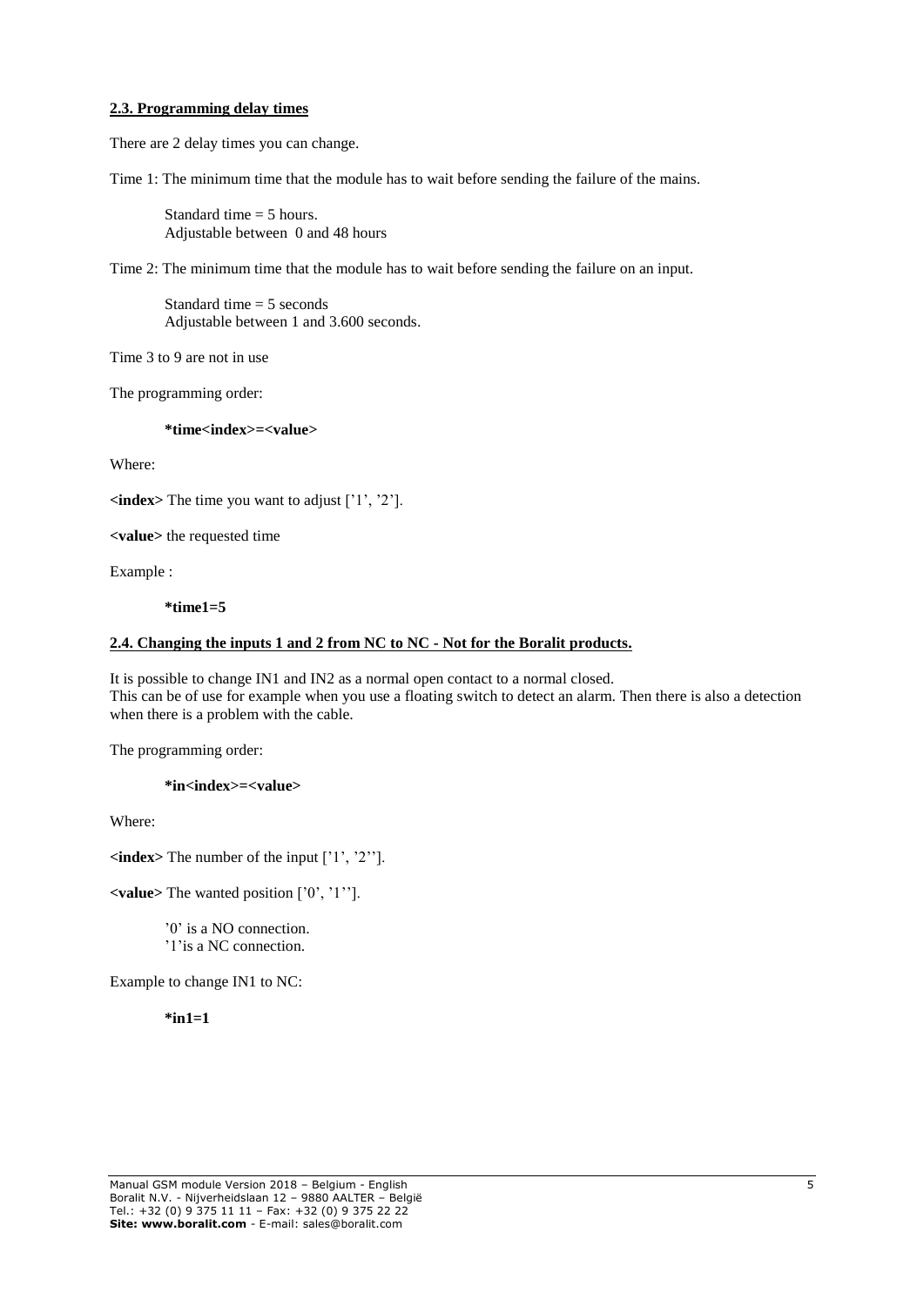## 2.3. Programming delay times

There are 2 delay times you can change.

Time 1: The minimum time that the module has to wait before sending the failure of the mains.

> Standard time = 5 hours.
> Adjustable between 0 and 48 hours

Time 2: The minimum time that the module has to wait before sending the failure on an input.

> Standard time = 5 seconds
> Adjustable between 1 and 3.600 seconds.

Time 3 to 9 are not in use

The programming order:

> **\*time<index>=<value>**

Where:

**<index>** The time you want to adjust ['1', '2'].

**<value>** the requested time

Example :

> **\*time1=5**

## 2.4. Changing the inputs 1 and 2 from NC to NC - Not for the Boralit products.

It is possible to change IN1 and IN2 as a normal open contact to a normal closed.
This can be of use for example when you use a floating switch to detect an alarm. Then there is also a detection when there is a problem with the cable.

The programming order:

> **\*in<index>=<value>**

Where:

**<index>** The number of the input ['1', '2''].

**<value>** The wanted position ['0', '1''].

> '0' is a NO connection.
> '1'is a NC connection.

Example to change IN1 to NC:

> **\*in1=1**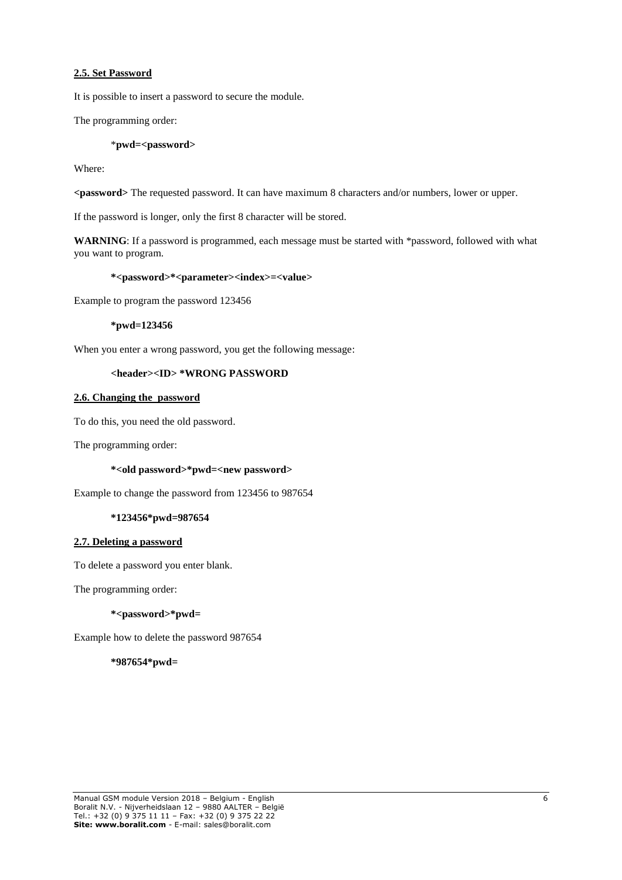## 2.5. Set Password

It is possible to insert a password to secure the module.

The programming order:

*pwd=<password>

Where:

**<password>** The requested password. It can have maximum 8 characters and/or numbers, lower or upper.

If the password is longer, only the first 8 character will be stored.

**WARNING**: If a password is programmed, each message must be started with *password, followed with what you want to program.

**\*<password>\*<parameter><index>=<value>**

Example to program the password 123456

**\*pwd=123456**

When you enter a wrong password, you get the following message:

**<header><ID> *WRONG PASSWORD**

## 2.6. Changing the password

To do this, you need the old password.

The programming order:

**\*<old password>\*pwd=<new password>**

Example to change the password from 123456 to 987654

**\*123456\*pwd=987654**

## 2.7. Deleting a password

To delete a password you enter blank.

The programming order:

**\*<password>\*pwd=**

Example how to delete the password 987654

**\*987654\*pwd=**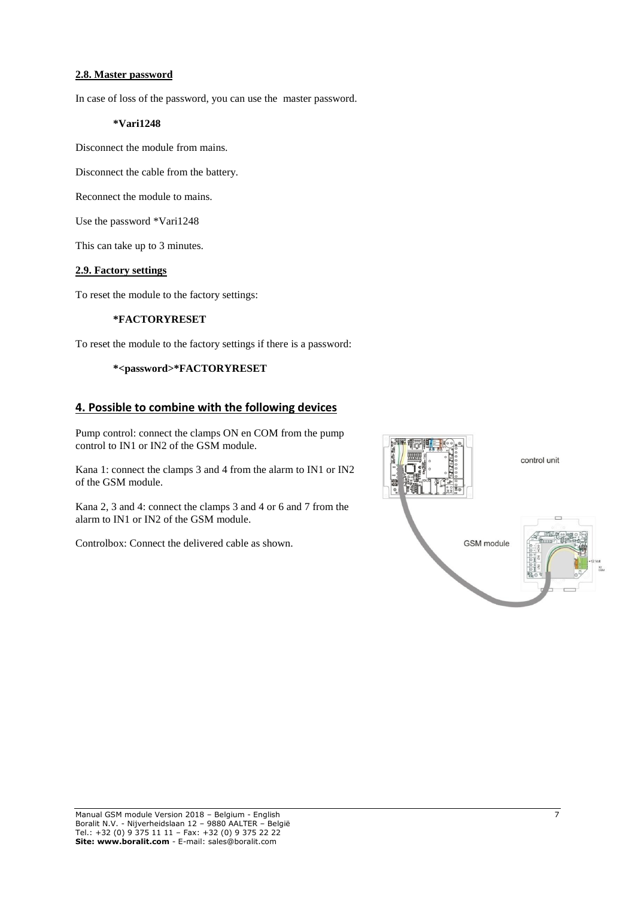#### 2.8. Master password

In case of loss of the password, you can use the master password.

**\*Vari1248**

Disconnect the module from mains.

Disconnect the cable from the battery.

Reconnect the module to mains.

Use the password *Vari1248

This can take up to 3 minutes.

#### 2.9. Factory settings

To reset the module to the factory settings:

**\*FACTORYRESET**

To reset the module to the factory settings if there is a password:

**\*<password>\*FACTORYRESET**

## 4. Possible to combine with the following devices

Pump control: connect the clamps ON en COM from the pump control to IN1 or IN2 of the GSM module.

Kana 1: connect the clamps 3 and 4 from the alarm to IN1 or IN2 of the GSM module.

Kana 2, 3 and 4: connect the clamps 3 and 4 or 6 and 7 from the alarm to IN1 or IN2 of the GSM module.

Controlbox: Connect the delivered cable as shown.

control unit

GSM module